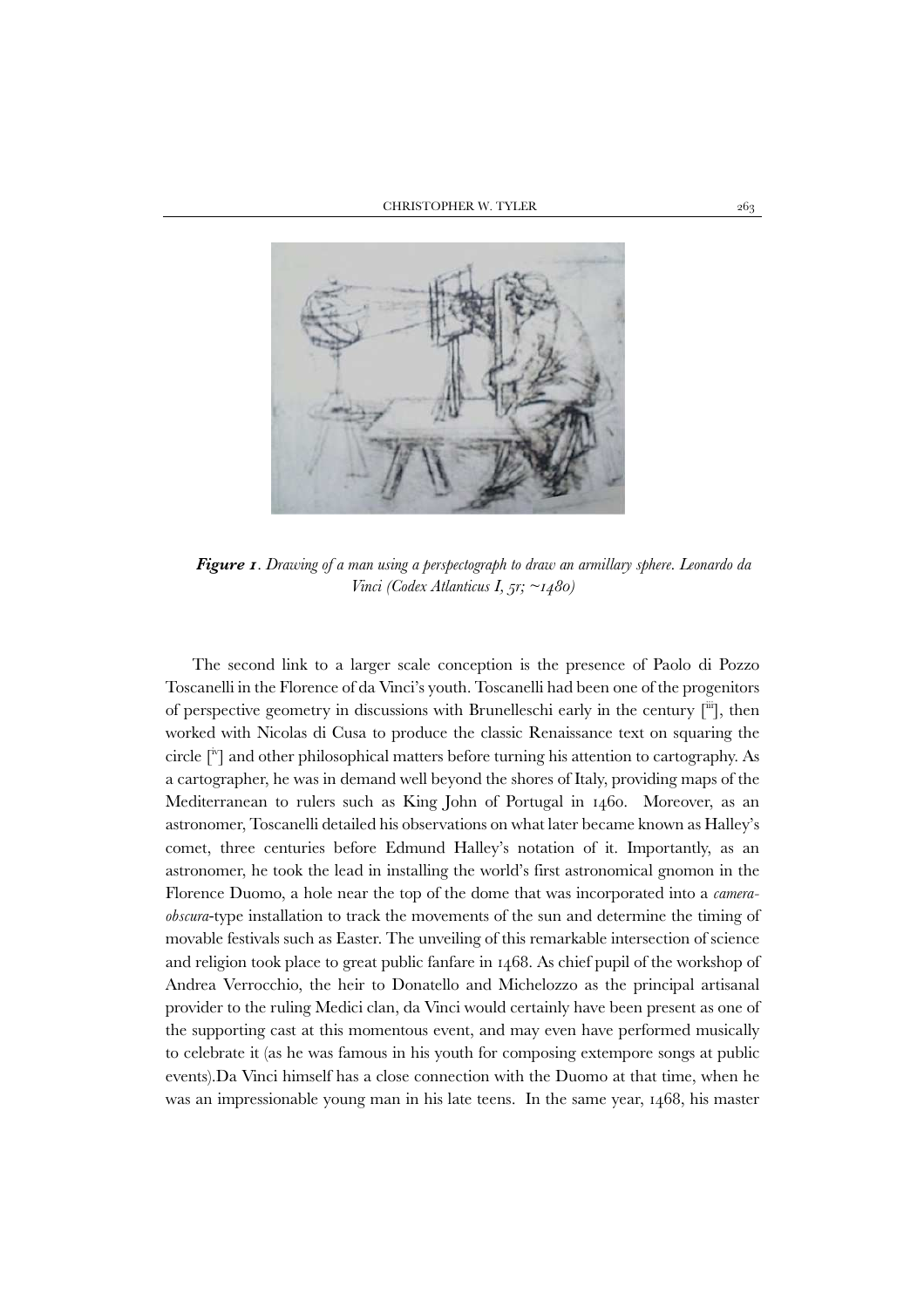***Figure 1**. Drawing of a man using a perspectograph to draw an armillary sphere. Leonardo da Vinci (Codex Atlanticus I, 5r; ~1480)*

The second link to a larger scale conception is the presence of Paolo di Pozzo Toscanelli in the Florence of da Vinci's youth. Toscanelli had been one of the progenitors of perspective geometry in discussions with Brunelleschi early in the century [iii], then worked with Nicolas di Cusa to produce the classic Renaissance text on squaring the circle [iv] and other philosophical matters before turning his attention to cartography. As a cartographer, he was in demand well beyond the shores of Italy, providing maps of the Mediterranean to rulers such as King John of Portugal in 1460. Moreover, as an astronomer, Toscanelli detailed his observations on what later became known as Halley's comet, three centuries before Edmund Halley's notation of it. Importantly, as an astronomer, he took the lead in installing the world's first astronomical gnomon in the Florence Duomo, a hole near the top of the dome that was incorporated into a *camera-obscura*-type installation to track the movements of the sun and determine the timing of movable festivals such as Easter. The unveiling of this remarkable intersection of science and religion took place to great public fanfare in 1468. As chief pupil of the workshop of Andrea Verrocchio, the heir to Donatello and Michelozzo as the principal artisanal provider to the ruling Medici clan, da Vinci would certainly have been present as one of the supporting cast at this momentous event, and may even have performed musically to celebrate it (as he was famous in his youth for composing extempore songs at public events).Da Vinci himself has a close connection with the Duomo at that time, when he was an impressionable young man in his late teens. In the same year, 1468, his master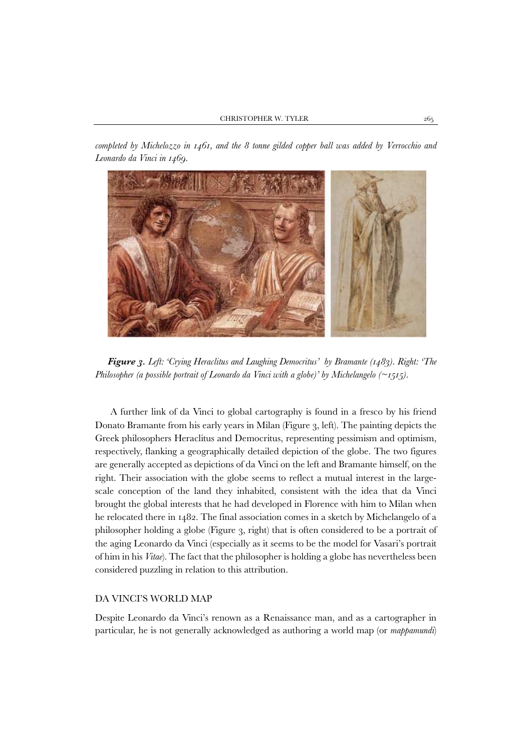*completed by Michelozzo in 1461, and the 8 tonne gilded copper ball was added by Verrocchio and Leonardo da Vinci in 1469.*

***Figure 3.*** *Left: 'Crying Heraclitus and Laughing Democritus' by Bramante (1483). Right: 'The Philosopher (a possible portrait of Leonardo da Vinci with a globe)' by Michelangelo (~1515).*

A further link of da Vinci to global cartography is found in a fresco by his friend Donato Bramante from his early years in Milan (Figure 3, left). The painting depicts the Greek philosophers Heraclitus and Democritus, representing pessimism and optimism, respectively, flanking a geographically detailed depiction of the globe. The two figures are generally accepted as depictions of da Vinci on the left and Bramante himself, on the right. Their association with the globe seems to reflect a mutual interest in the large-scale conception of the land they inhabited, consistent with the idea that da Vinci brought the global interests that he had developed in Florence with him to Milan when he relocated there in 1482. The final association comes in a sketch by Michelangelo of a philosopher holding a globe (Figure 3, right) that is often considered to be a portrait of the aging Leonardo da Vinci (especially as it seems to be the model for Vasari's portrait of him in his *Vitae*). The fact that the philosopher is holding a globe has nevertheless been considered puzzling in relation to this attribution.

## DA VINCI'S WORLD MAP

Despite Leonardo da Vinci's renown as a Renaissance man, and as a cartographer in particular, he is not generally acknowledged as authoring a world map (or *mappamundi*)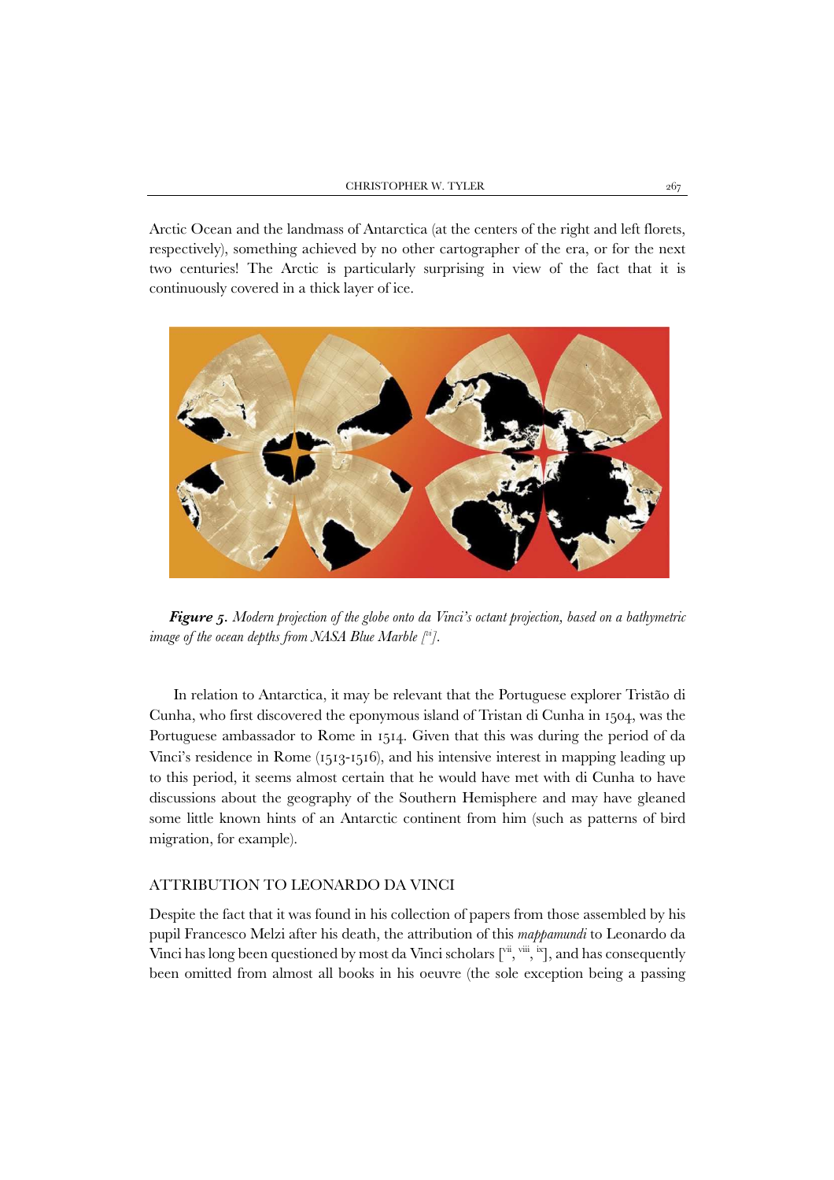Arctic Ocean and the landmass of Antarctica (at the centers of the right and left florets, respectively), something achieved by no other cartographer of the era, or for the next two centuries! The Arctic is particularly surprising in view of the fact that it is continuously covered in a thick layer of ice.

***Figure 5.*** *Modern projection of the globe onto da Vinci's octant projection, based on a bathymetric image of the ocean depths from NASA Blue Marble [vi].*

In relation to Antarctica, it may be relevant that the Portuguese explorer Tristão di Cunha, who first discovered the eponymous island of Tristan di Cunha in 1504, was the Portuguese ambassador to Rome in 1514. Given that this was during the period of da Vinci's residence in Rome (1513-1516), and his intensive interest in mapping leading up to this period, it seems almost certain that he would have met with di Cunha to have discussions about the geography of the Southern Hemisphere and may have gleaned some little known hints of an Antarctic continent from him (such as patterns of bird migration, for example).

## ATTRIBUTION TO LEONARDO DA VINCI

Despite the fact that it was found in his collection of papers from those assembled by his pupil Francesco Melzi after his death, the attribution of this *mappamundi* to Leonardo da Vinci has long been questioned by most da Vinci scholars [vii, viii, ix], and has consequently been omitted from almost all books in his oeuvre (the sole exception being a passing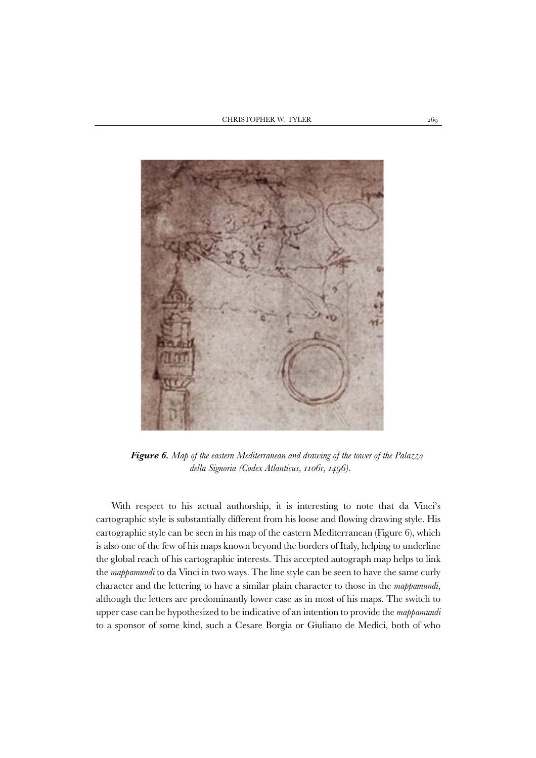***Figure 6****. Map of the eastern Mediterranean and drawing of the tower of the Palazzo della Signoria (Codex Atlanticus, 1106r, 1496).*

With respect to his actual authorship, it is interesting to note that da Vinci's cartographic style is substantially different from his loose and flowing drawing style. His cartographic style can be seen in his map of the eastern Mediterranean (Figure 6), which is also one of the few of his maps known beyond the borders of Italy, helping to underline the global reach of his cartographic interests. This accepted autograph map helps to link the *mappamundi* to da Vinci in two ways. The line style can be seen to have the same curly character and the lettering to have a similar plain character to those in the *mappamundi*, although the letters are predominantly lower case as in most of his maps. The switch to upper case can be hypothesized to be indicative of an intention to provide the *mappamundi* to a sponsor of some kind, such a Cesare Borgia or Giuliano de Medici, both of who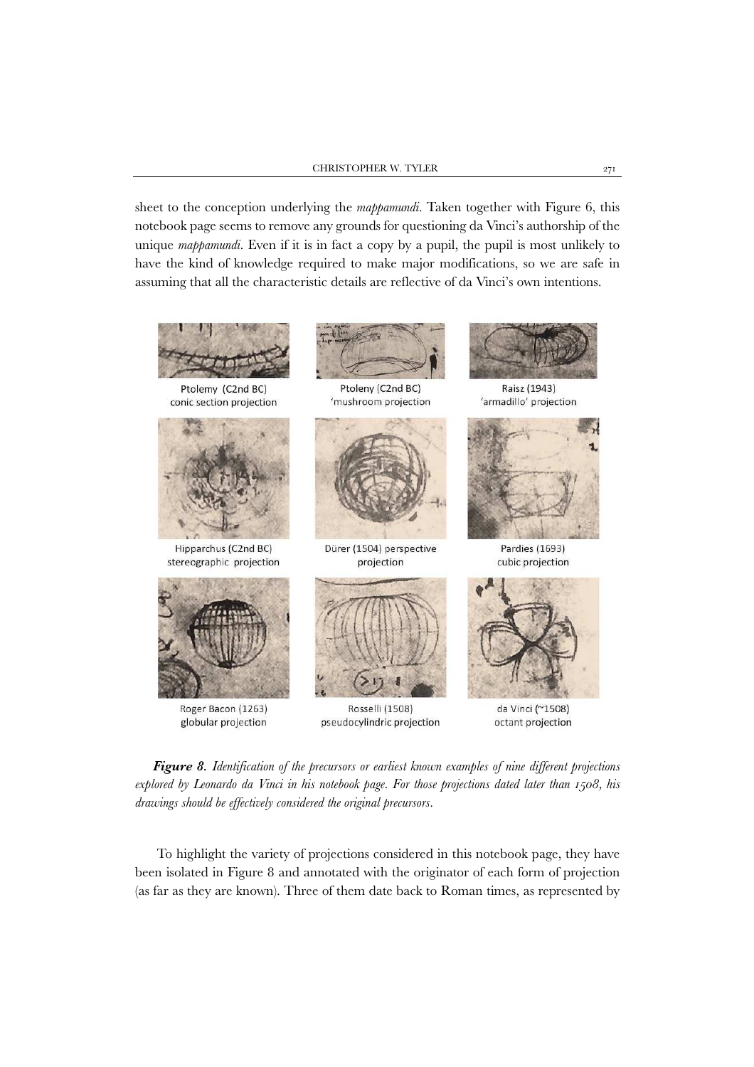sheet to the conception underlying the *mappamundi*. Taken together with Figure 6, this notebook page seems to remove any grounds for questioning da Vinci's authorship of the unique *mappamundi*. Even if it is in fact a copy by a pupil, the pupil is most unlikely to have the kind of knowledge required to make major modifications, so we are safe in assuming that all the characteristic details are reflective of da Vinci's own intentions.

Ptolemy (C2nd BC) conic section projection

Ptoleny (C2nd BC) 'mushroom projection

Raisz (1943) 'armadillo' projection

Hipparchus (C2nd BC) stereographic projection

Dürer (1504) perspective projection

Pardies (1693) cubic projection

Roger Bacon (1263) globular projection

Rosselli (1508) pseudocylindric projection

da Vinci (~1508) octant projection

***Figure 8.*** *Identification of the precursors or earliest known examples of nine different projections explored by Leonardo da Vinci in his notebook page. For those projections dated later than 1508, his drawings should be effectively considered the original precursors.*

To highlight the variety of projections considered in this notebook page, they have been isolated in Figure 8 and annotated with the originator of each form of projection (as far as they are known). Three of them date back to Roman times, as represented by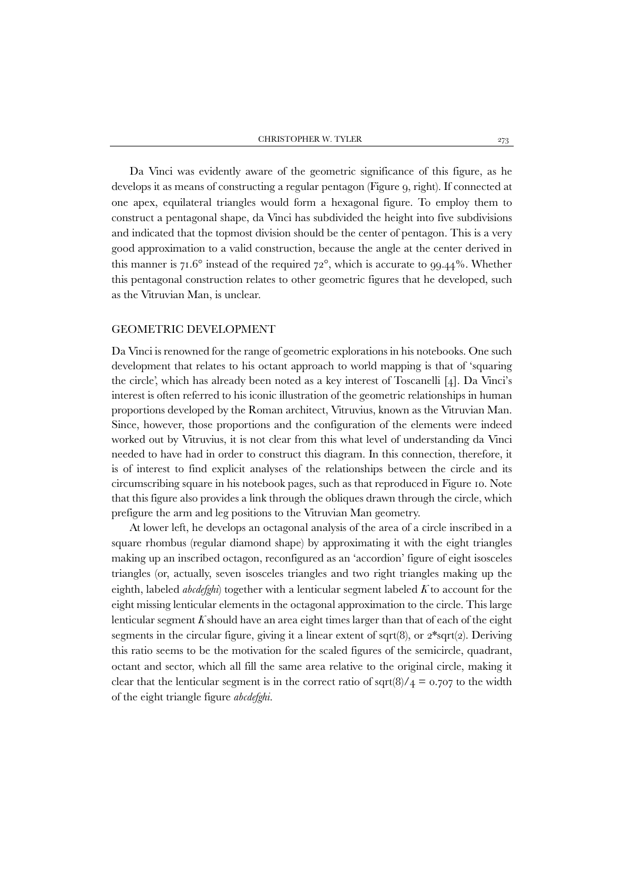Da Vinci was evidently aware of the geometric significance of this figure, as he develops it as means of constructing a regular pentagon (Figure 9, right). If connected at one apex, equilateral triangles would form a hexagonal figure. To employ them to construct a pentagonal shape, da Vinci has subdivided the height into five subdivisions and indicated that the topmost division should be the center of pentagon. This is a very good approximation to a valid construction, because the angle at the center derived in this manner is 71.6° instead of the required 72°, which is accurate to 99.44%. Whether this pentagonal construction relates to other geometric figures that he developed, such as the Vitruvian Man, is unclear.

## GEOMETRIC DEVELOPMENT

Da Vinci is renowned for the range of geometric explorations in his notebooks. One such development that relates to his octant approach to world mapping is that of 'squaring the circle', which has already been noted as a key interest of Toscanelli [4]. Da Vinci's interest is often referred to his iconic illustration of the geometric relationships in human proportions developed by the Roman architect, Vitruvius, known as the Vitruvian Man. Since, however, those proportions and the configuration of the elements were indeed worked out by Vitruvius, it is not clear from this what level of understanding da Vinci needed to have had in order to construct this diagram. In this connection, therefore, it is of interest to find explicit analyses of the relationships between the circle and its circumscribing square in his notebook pages, such as that reproduced in Figure 10. Note that this figure also provides a link through the obliques drawn through the circle, which prefigure the arm and leg positions to the Vitruvian Man geometry.

At lower left, he develops an octagonal analysis of the area of a circle inscribed in a square rhombus (regular diamond shape) by approximating it with the eight triangles making up an inscribed octagon, reconfigured as an 'accordion' figure of eight isosceles triangles (or, actually, seven isosceles triangles and two right triangles making up the eighth, labeled *abcdefghi*) together with a lenticular segment labeled *K* to account for the eight missing lenticular elements in the octagonal approximation to the circle. This large lenticular segment *K* should have an area eight times larger than that of each of the eight segments in the circular figure, giving it a linear extent of sqrt(8), or 2*sqrt(2). Deriving this ratio seems to be the motivation for the scaled figures of the semicircle, quadrant, octant and sector, which all fill the same area relative to the original circle, making it clear that the lenticular segment is in the correct ratio of sqrt(8)/4 = 0.707 to the width of the eight triangle figure *abcdefghi*.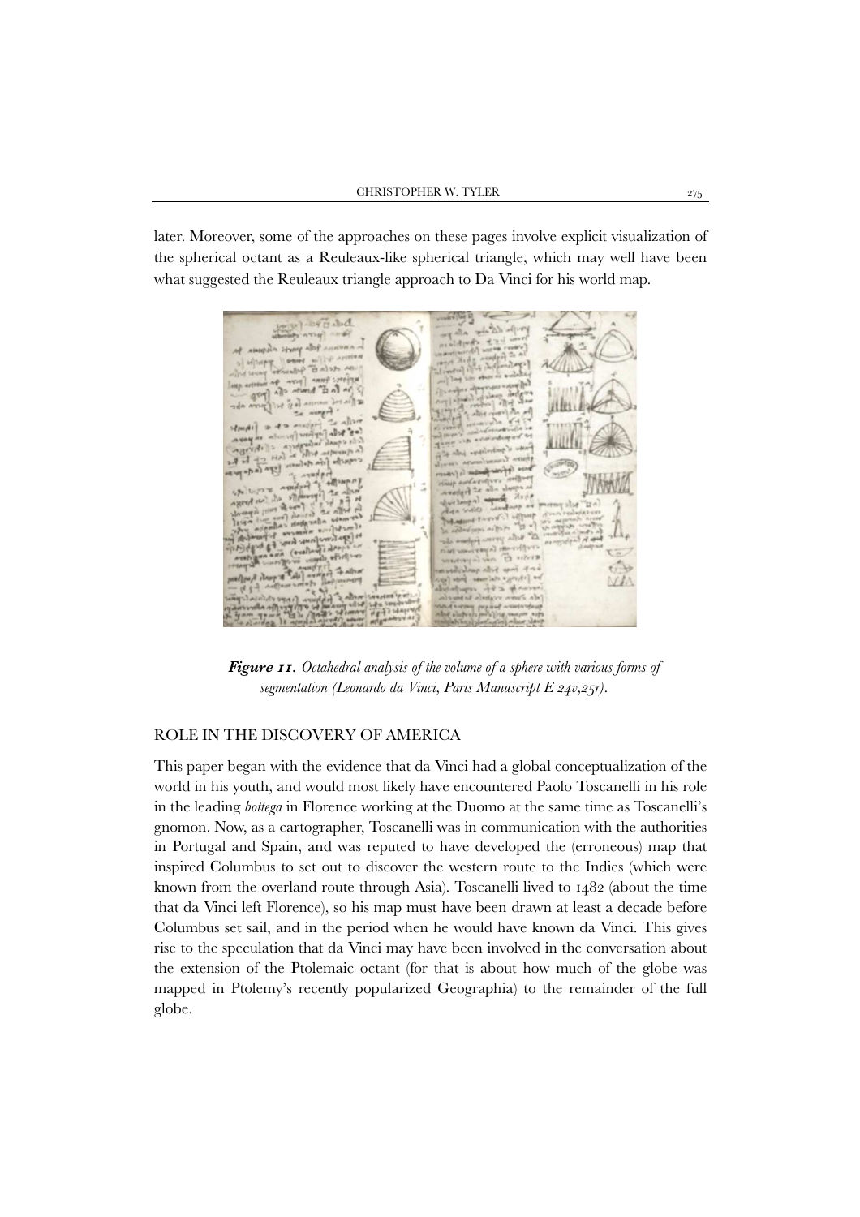later. Moreover, some of the approaches on these pages involve explicit visualization of the spherical octant as a Reuleaux-like spherical triangle, which may well have been what suggested the Reuleaux triangle approach to Da Vinci for his world map.

***Figure 11.*** *Octahedral analysis of the volume of a sphere with various forms of segmentation (Leonardo da Vinci, Paris Manuscript E 24v,25r).*

## ROLE IN THE DISCOVERY OF AMERICA

This paper began with the evidence that da Vinci had a global conceptualization of the world in his youth, and would most likely have encountered Paolo Toscanelli in his role in the leading *bottega* in Florence working at the Duomo at the same time as Toscanelli's gnomon. Now, as a cartographer, Toscanelli was in communication with the authorities in Portugal and Spain, and was reputed to have developed the (erroneous) map that inspired Columbus to set out to discover the western route to the Indies (which were known from the overland route through Asia). Toscanelli lived to 1482 (about the time that da Vinci left Florence), so his map must have been drawn at least a decade before Columbus set sail, and in the period when he would have known da Vinci. This gives rise to the speculation that da Vinci may have been involved in the conversation about the extension of the Ptolemaic octant (for that is about how much of the globe was mapped in Ptolemy's recently popularized Geographia) to the remainder of the full globe.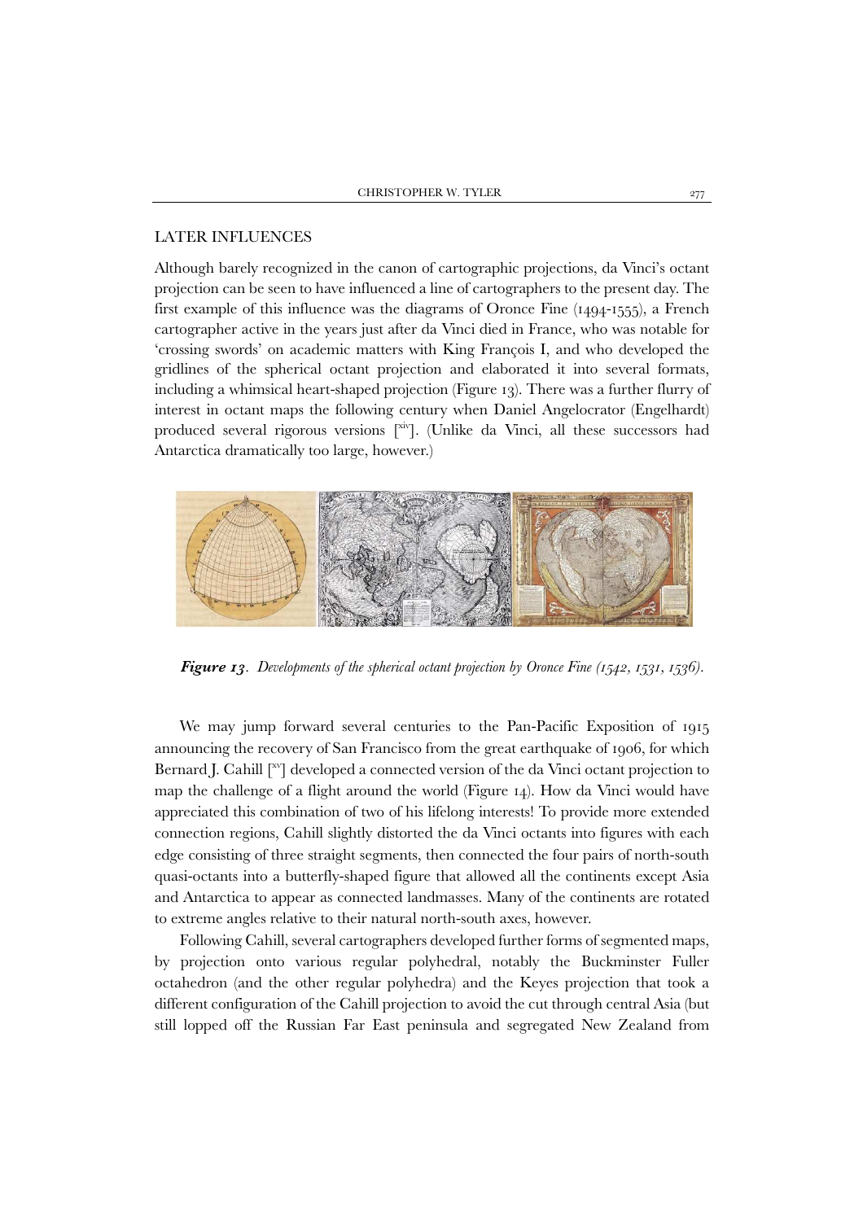## LATER INFLUENCES

Although barely recognized in the canon of cartographic projections, da Vinci's octant projection can be seen to have influenced a line of cartographers to the present day. The first example of this influence was the diagrams of Oronce Fine (1494-1555), a French cartographer active in the years just after da Vinci died in France, who was notable for 'crossing swords' on academic matters with King François I, and who developed the gridlines of the spherical octant projection and elaborated it into several formats, including a whimsical heart-shaped projection (Figure 13). There was a further flurry of interest in octant maps the following century when Daniel Angelocrator (Engelhardt) produced several rigorous versions [xiv]. (Unlike da Vinci, all these successors had Antarctica dramatically too large, however.)

***Figure 13**. Developments of the spherical octant projection by Oronce Fine (1542, 1531, 1536).*

We may jump forward several centuries to the Pan-Pacific Exposition of 1915 announcing the recovery of San Francisco from the great earthquake of 1906, for which Bernard J. Cahill [xv] developed a connected version of the da Vinci octant projection to map the challenge of a flight around the world (Figure 14). How da Vinci would have appreciated this combination of two of his lifelong interests! To provide more extended connection regions, Cahill slightly distorted the da Vinci octants into figures with each edge consisting of three straight segments, then connected the four pairs of north-south quasi-octants into a butterfly-shaped figure that allowed all the continents except Asia and Antarctica to appear as connected landmasses. Many of the continents are rotated to extreme angles relative to their natural north-south axes, however.

Following Cahill, several cartographers developed further forms of segmented maps, by projection onto various regular polyhedral, notably the Buckminster Fuller octahedron (and the other regular polyhedra) and the Keyes projection that took a different configuration of the Cahill projection to avoid the cut through central Asia (but still lopped off the Russian Far East peninsula and segregated New Zealand from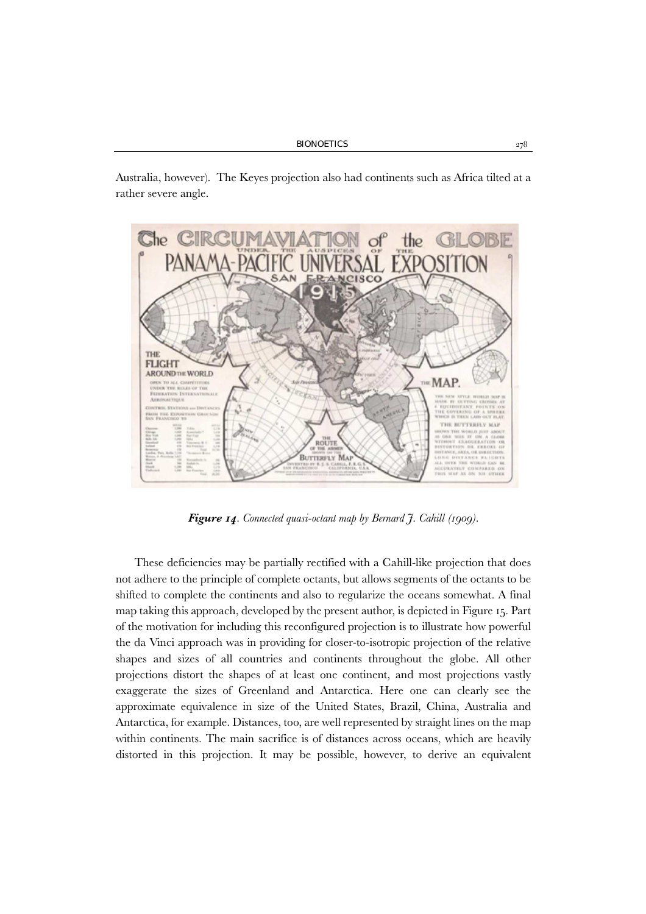Australia, however). The Keyes projection also had continents such as Africa tilted at a rather severe angle.

***Figure 14***. *Connected quasi-octant map by Bernard J. Cahill (1909).*

These deficiencies may be partially rectified with a Cahill-like projection that does not adhere to the principle of complete octants, but allows segments of the octants to be shifted to complete the continents and also to regularize the oceans somewhat. A final map taking this approach, developed by the present author, is depicted in Figure 15. Part of the motivation for including this reconfigured projection is to illustrate how powerful the da Vinci approach was in providing for closer-to-isotropic projection of the relative shapes and sizes of all countries and continents throughout the globe. All other projections distort the shapes of at least one continent, and most projections vastly exaggerate the sizes of Greenland and Antarctica. Here one can clearly see the approximate equivalence in size of the United States, Brazil, China, Australia and Antarctica, for example. Distances, too, are well represented by straight lines on the map within continents. The main sacrifice is of distances across oceans, which are heavily distorted in this projection. It may be possible, however, to derive an equivalent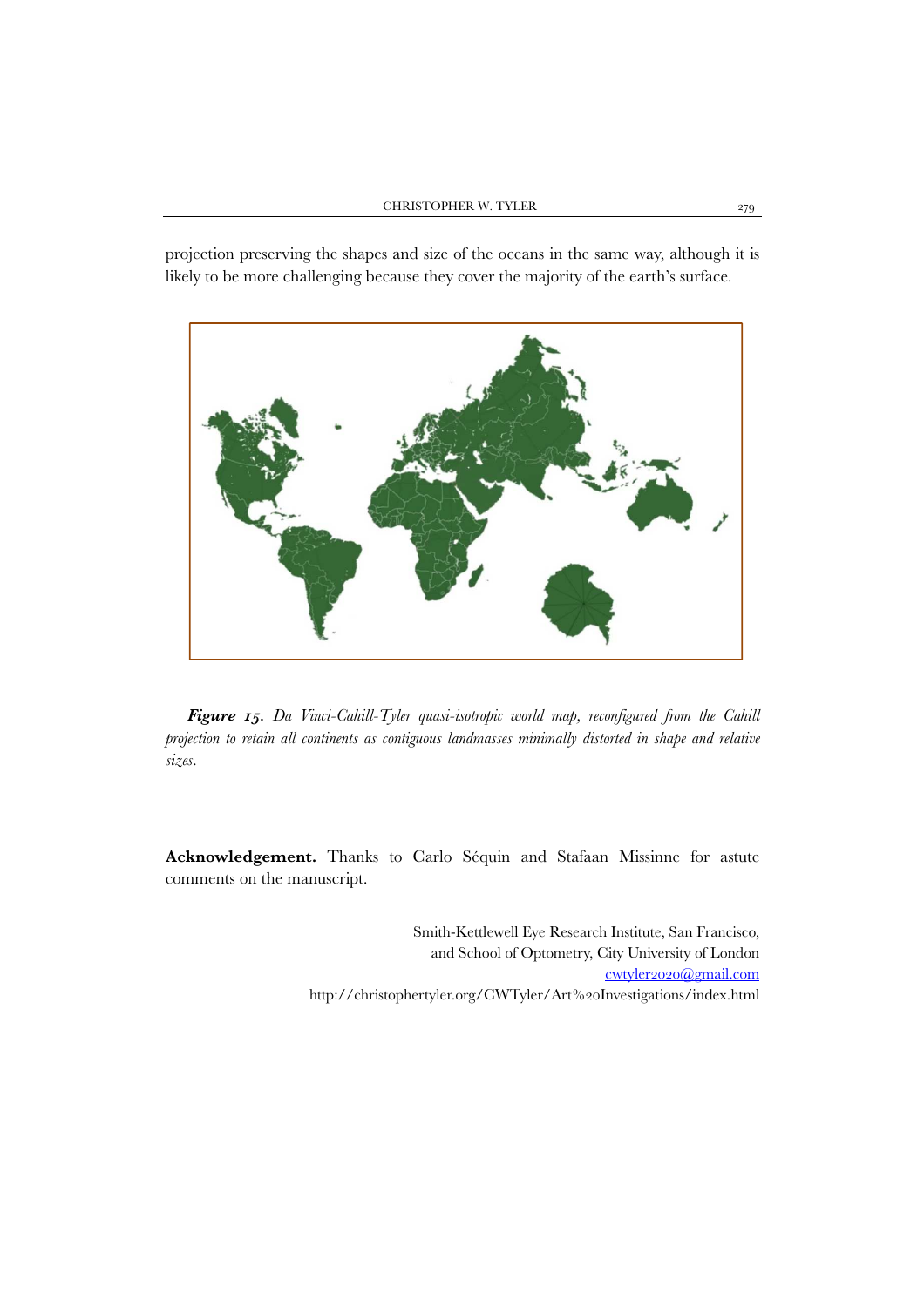projection preserving the shapes and size of the oceans in the same way, although it is likely to be more challenging because they cover the majority of the earth's surface.

***Figure 15.*** *Da Vinci-Cahill-Tyler quasi-isotropic world map, reconfigured from the Cahill projection to retain all continents as contiguous landmasses minimally distorted in shape and relative sizes.*

**Acknowledgement.** Thanks to Carlo Séquin and Stafaan Missinne for astute comments on the manuscript.

Smith-Kettlewell Eye Research Institute, San Francisco,
and School of Optometry, City University of London
cwtyler2020@gmail.com
http://christophertyler.org/CWTyler/Art%20Investigations/index.html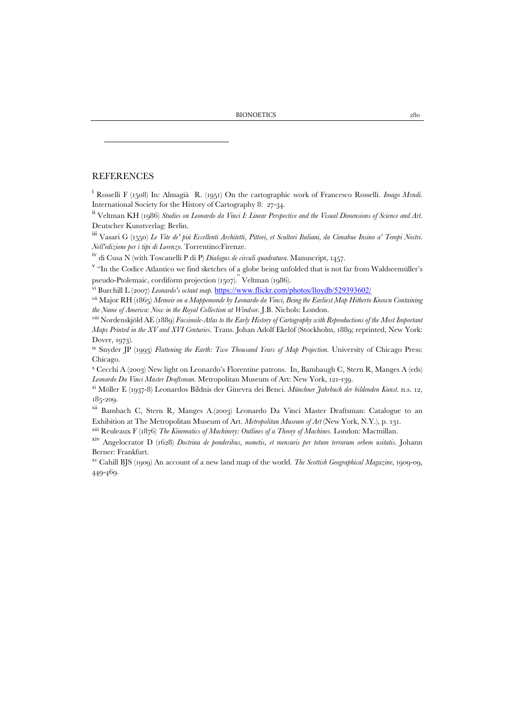## REFERENCES

[i] Rosselli F (1508) In: Almagià R. (1951) On the cartographic work of Francesco Rosselli. *Imago Mvndi*. International Society for the History of Cartography 8: 27-34.

[ii] Veltman KH (1986) *Studies on Leonardo da Vinci I: Linear Perspective and the Visual Dimensions of Science and Art*. Deutscher Kunstverlag: Berlin.

[iii] Vasari G (1550) *Le Vite de' più Eccellenti Architetti, Pittori, et Scultori Italiani, da Cimabue Insino a' Tempi Nostri. Nell'edizione per i tipi di Lorenzo*. Torrentino:Firenze.

[iv] di Cusa N (with Toscanelli P di P) *Dialogus de circuli quadratura*. Manuscript, 1457.

[v] "In the Codice Atlantico we find sketches of a globe being unfolded that is not far from Waldseemüller's pseudo-Ptolemaic, cordiform projection (1507)." Veltman (1986).

[vi] Burchill L (2007) *Leonardo's octant map*. https://www.flickr.com/photos/lloydb/529393602/

[vii] Major RH (1865) *Memoir on a Mappemonde by Leonardo da Vinci, Being the Earliest Map Hitherto Known Containing the Name of America: Now in the Royal Collection at Windsor*. J.B. Nichols: London.

[viii] Nordenskjöld AE (1889) *Facsimile-Atlas to the Early History of Cartography with Reproductions of the Most Important Maps Printed in the XV and XVI Centuries*. Trans. Johan Adolf Ekelöf (Stockholm, 1889; reprinted, New York: Dover, 1973).

[ix] Snyder JP (1993) *Flattening the Earth: Two Thousand Years of Map Projection*. University of Chicago Press: Chicago.

[x] Cecchi A (2003) New light on Leonardo's Florentine patrons. In, Bambaugh C, Stern R, Manges A (eds) *Leonardo Da Vinci Master Draftsman*. Metropolitan Museum of Art: New York, 121-139.

[xi] Möller E (1937-8) Leonardos Bildnis der Ginevra dei Benci. *Münchner Jahrbuch der bildenden Kunst*. n.s. 12, 185-209.

[xii] Bambach C, Stern R, Manges A.(2003) Leonardo Da Vinci Master Draftsman: Catalogue to an Exhibition at The Metropolitan Museum of Art. *Metropolitan Museum of Art* (New York, N.Y.), p. 131.

[xiii] Reuleaux F (1876) *The Kinematics of Machinery: Outlines of a Theory of Machines*. London: Macmillan.

[xiv] Angelocrator D (1628) *Doctrina de ponderibus, monetis, et mensuris per totum terrarum orbem usitatis*. Johann Berner: Frankfurt.

[xv] Cahill BJS (1909) An account of a new land map of the world. *The Scottish Geographical Magazine*, 1909-09, 449-469.